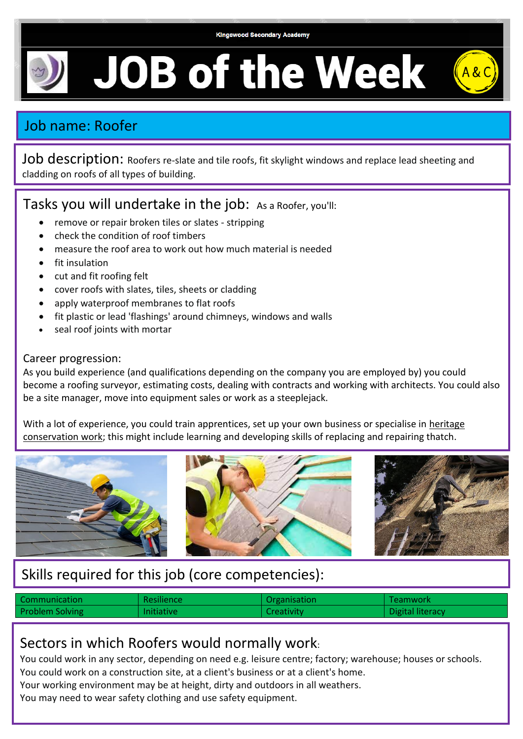Kingswood Secondary Academy

# JOB of the Week

A&C

## Job name: Roofer

**Job description:** Roofers re-slate and tile roofs, fit skylight windows and replace lead sheeting and cladding on roofs of all types of building.

## Tasks you will undertake in the job:

As a Roofer, you'll:

- remove or repair broken tiles or slates - stripping
- check the condition of roof timbers
- measure the roof area to work out how much material is needed
- fit insulation
- cut and fit roofing felt
- cover roofs with slates, tiles, sheets or cladding
- apply waterproof membranes to flat roofs
- fit plastic or lead 'flashings' around chimneys, windows and walls
- seal roof joints with mortar

### Career progression:

As you build experience (and qualifications depending on the company you are employed by) you could become a roofing surveyor, estimating costs, dealing with contracts and working with architects. You could also be a site manager, move into equipment sales or work as a steeplejack.

With a lot of experience, you could train apprentices, set up your own business or specialise in heritage conservation work; this might include learning and developing skills of replacing and repairing thatch.

## Skills required for this job (core competencies):

| | | | |
|---|---|---|---|
| Communication | Resilience | Organisation | Teamwork |
| Problem Solving | Initiative | Creativity | Digital literacy |

## Sectors in which Roofers would normally work:

You could work in any sector, depending on need e.g. leisure centre; factory; warehouse; houses or schools.
You could work on a construction site, at a client's business or at a client's home.
Your working environment may be at height, dirty and outdoors in all weathers.
You may need to wear safety clothing and use safety equipment.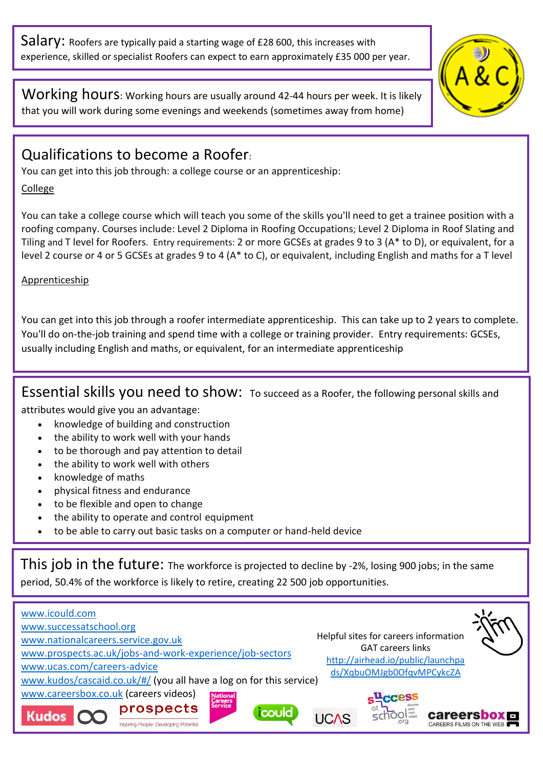**Salary:** Roofers are typically paid a starting wage of £28 600, this increases with experience, skilled or specialist Roofers can expect to earn approximately £35 000 per year.

**Working hours:** Working hours are usually around 42-44 hours per week. It is likely that you will work during some evenings and weekends (sometimes away from home)

## Qualifications to become a Roofer:

You can get into this job through: a college course or an apprenticeship:

College

You can take a college course which will teach you some of the skills you'll need to get a trainee position with a roofing company. Courses include: Level 2 Diploma in Roofing Occupations; Level 2 Diploma in Roof Slating and Tiling and T level for Roofers. Entry requirements: 2 or more GCSEs at grades 9 to 3 (A* to D), or equivalent, for a level 2 course or 4 or 5 GCSEs at grades 9 to 4 (A* to C), or equivalent, including English and maths for a T level

Apprenticeship

You can get into this job through a roofer intermediate apprenticeship. This can take up to 2 years to complete. You'll do on-the-job training and spend time with a college or training provider. Entry requirements: GCSEs, usually including English and maths, or equivalent, for an intermediate apprenticeship

## Essential skills you need to show:

To succeed as a Roofer, the following personal skills and attributes would give you an advantage:

- knowledge of building and construction
- the ability to work well with your hands
- to be thorough and pay attention to detail
- the ability to work well with others
- knowledge of maths
- physical fitness and endurance
- to be flexible and open to change
- the ability to operate and control equipment
- to be able to carry out basic tasks on a computer or hand-held device

## This job in the future:

The workforce is projected to decline by -2%, losing 900 jobs; in the same period, 50.4% of the workforce is likely to retire, creating 22 500 job opportunities.

www.icould.com
www.successatschool.org
www.nationalcareers.service.gov.uk
www.prospects.ac.uk/jobs-and-work-experience/job-sectors
www.ucas.com/careers-advice
www.kudos/cascaid.co.uk/#/ (you all have a log on for this service)
www.careersbox.co.uk (careers videos)

Helpful sites for careers information
GAT careers links
http://airhead.io/public/launchpads/XqbuOMJgb0OfqvMPCykcZA